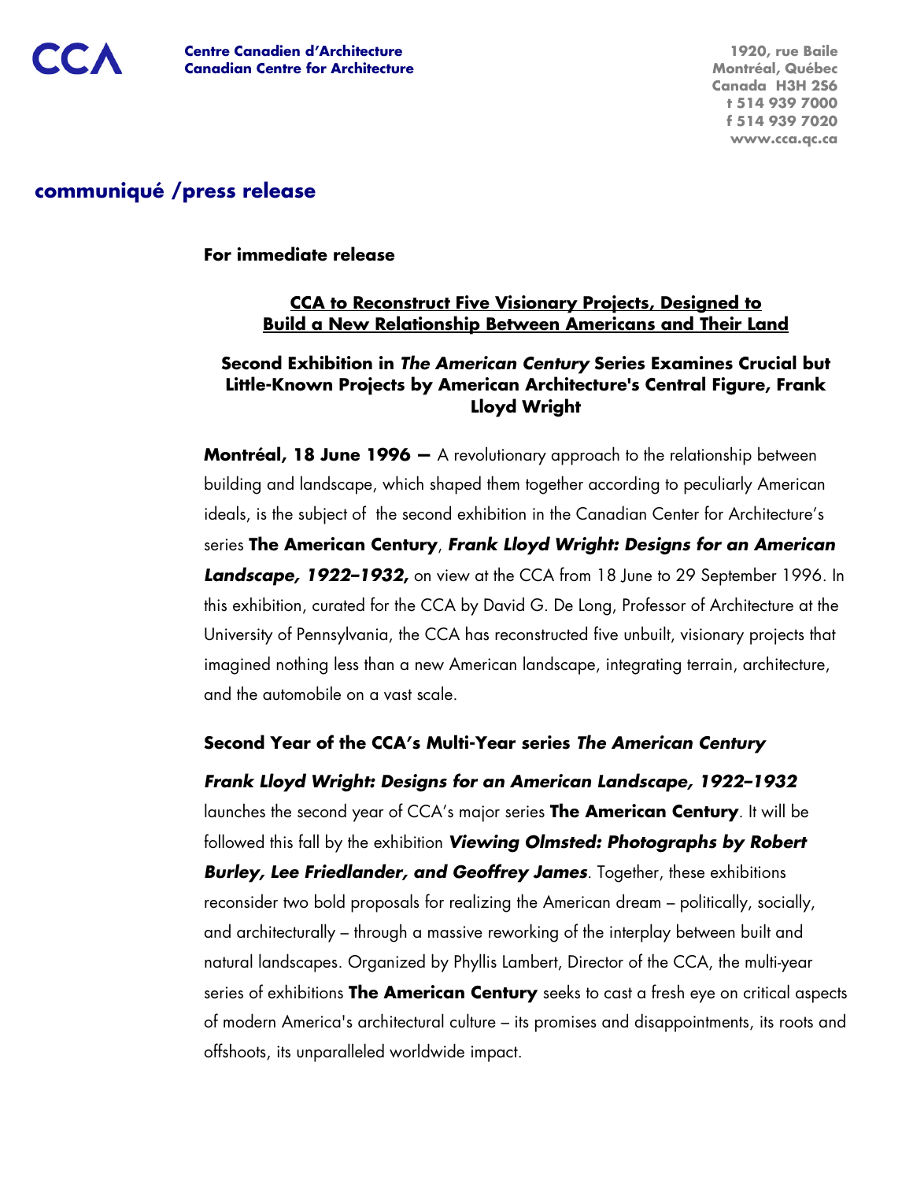CCA

**Centre Canadien d'Architecture**
**Canadian Centre for Architecture**

1920, rue Baile
Montréal, Québec
Canada H3H 2S6
t 514 939 7000
f 514 939 7020
www.cca.qc.ca

## communiqué /press release

**For immediate release**

### CCA to Reconstruct Five Visionary Projects, Designed to Build a New Relationship Between Americans and Their Land

### Second Exhibition in *The American Century* Series Examines Crucial but Little-Known Projects by American Architecture's Central Figure, Frank Lloyd Wright

**Montréal, 18 June 1996 —** A revolutionary approach to the relationship between building and landscape, which shaped them together according to peculiarly American ideals, is the subject of the second exhibition in the Canadian Center for Architecture's series **The American Century**, ***Frank Lloyd Wright: Designs for an American Landscape, 1922–1932,*** on view at the CCA from 18 June to 29 September 1996. In this exhibition, curated for the CCA by David G. De Long, Professor of Architecture at the University of Pennsylvania, the CCA has reconstructed five unbuilt, visionary projects that imagined nothing less than a new American landscape, integrating terrain, architecture, and the automobile on a vast scale.

**Second Year of the CCA's Multi-Year series *The American Century***

***Frank Lloyd Wright: Designs for an American Landscape, 1922–1932*** launches the second year of CCA's major series **The American Century**. It will be followed this fall by the exhibition ***Viewing Olmsted: Photographs by Robert Burley, Lee Friedlander, and Geoffrey James***. Together, these exhibitions reconsider two bold proposals for realizing the American dream – politically, socially, and architecturally – through a massive reworking of the interplay between built and natural landscapes. Organized by Phyllis Lambert, Director of the CCA, the multi-year series of exhibitions **The American Century** seeks to cast a fresh eye on critical aspects of modern America's architectural culture – its promises and disappointments, its roots and offshoots, its unparalleled worldwide impact.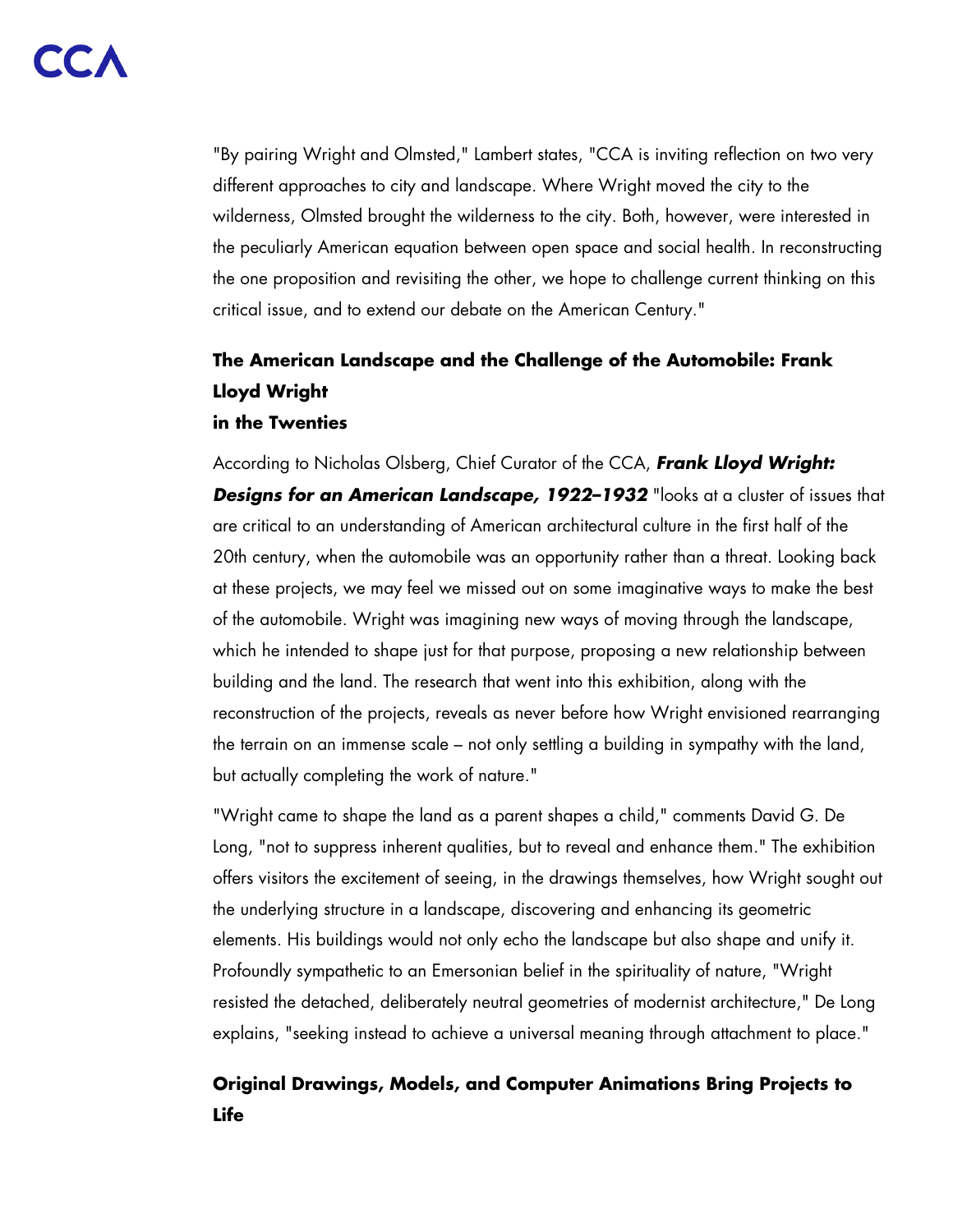"By pairing Wright and Olmsted," Lambert states, "CCA is inviting reflection on two very different approaches to city and landscape. Where Wright moved the city to the wilderness, Olmsted brought the wilderness to the city. Both, however, were interested in the peculiarly American equation between open space and social health. In reconstructing the one proposition and revisiting the other, we hope to challenge current thinking on this critical issue, and to extend our debate on the American Century."

## The American Landscape and the Challenge of the Automobile: Frank Lloyd Wright in the Twenties

According to Nicholas Olsberg, Chief Curator of the CCA, ***Frank Lloyd Wright: Designs for an American Landscape, 1922–1932*** "looks at a cluster of issues that are critical to an understanding of American architectural culture in the first half of the 20th century, when the automobile was an opportunity rather than a threat. Looking back at these projects, we may feel we missed out on some imaginative ways to make the best of the automobile. Wright was imagining new ways of moving through the landscape, which he intended to shape just for that purpose, proposing a new relationship between building and the land. The research that went into this exhibition, along with the reconstruction of the projects, reveals as never before how Wright envisioned rearranging the terrain on an immense scale – not only settling a building in sympathy with the land, but actually completing the work of nature."

"Wright came to shape the land as a parent shapes a child," comments David G. De Long, "not to suppress inherent qualities, but to reveal and enhance them." The exhibition offers visitors the excitement of seeing, in the drawings themselves, how Wright sought out the underlying structure in a landscape, discovering and enhancing its geometric elements. His buildings would not only echo the landscape but also shape and unify it. Profoundly sympathetic to an Emersonian belief in the spirituality of nature, "Wright resisted the detached, deliberately neutral geometries of modernist architecture," De Long explains, "seeking instead to achieve a universal meaning through attachment to place."

## Original Drawings, Models, and Computer Animations Bring Projects to Life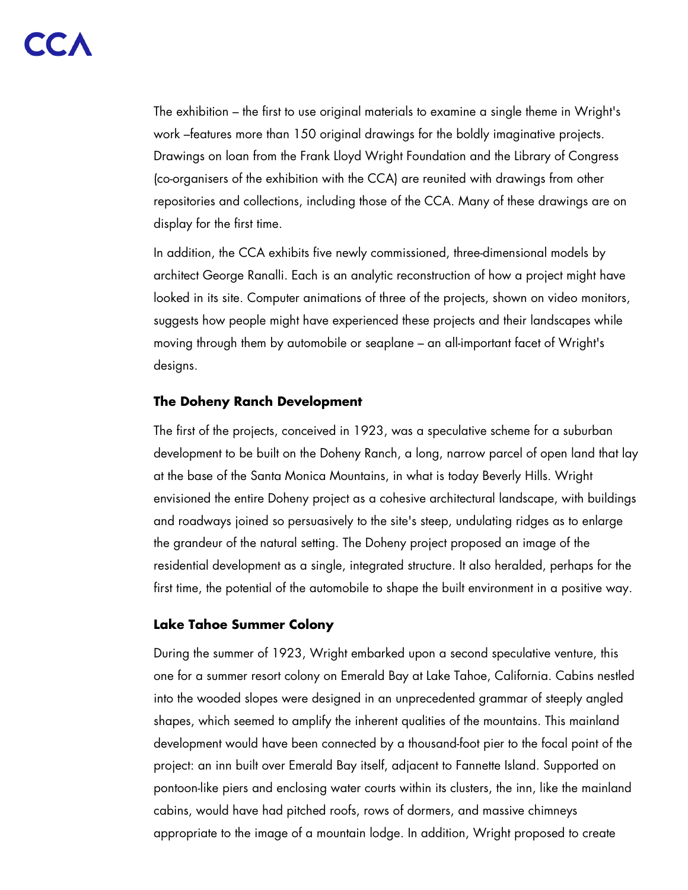The exhibition – the first to use original materials to examine a single theme in Wright's work –features more than 150 original drawings for the boldly imaginative projects. Drawings on loan from the Frank Lloyd Wright Foundation and the Library of Congress (co-organisers of the exhibition with the CCA) are reunited with drawings from other repositories and collections, including those of the CCA. Many of these drawings are on display for the first time.

In addition, the CCA exhibits five newly commissioned, three-dimensional models by architect George Ranalli. Each is an analytic reconstruction of how a project might have looked in its site. Computer animations of three of the projects, shown on video monitors, suggests how people might have experienced these projects and their landscapes while moving through them by automobile or seaplane – an all-important facet of Wright's designs.

### The Doheny Ranch Development

The first of the projects, conceived in 1923, was a speculative scheme for a suburban development to be built on the Doheny Ranch, a long, narrow parcel of open land that lay at the base of the Santa Monica Mountains, in what is today Beverly Hills. Wright envisioned the entire Doheny project as a cohesive architectural landscape, with buildings and roadways joined so persuasively to the site's steep, undulating ridges as to enlarge the grandeur of the natural setting. The Doheny project proposed an image of the residential development as a single, integrated structure. It also heralded, perhaps for the first time, the potential of the automobile to shape the built environment in a positive way.

### Lake Tahoe Summer Colony

During the summer of 1923, Wright embarked upon a second speculative venture, this one for a summer resort colony on Emerald Bay at Lake Tahoe, California. Cabins nestled into the wooded slopes were designed in an unprecedented grammar of steeply angled shapes, which seemed to amplify the inherent qualities of the mountains. This mainland development would have been connected by a thousand-foot pier to the focal point of the project: an inn built over Emerald Bay itself, adjacent to Fannette Island. Supported on pontoon-like piers and enclosing water courts within its clusters, the inn, like the mainland cabins, would have had pitched roofs, rows of dormers, and massive chimneys appropriate to the image of a mountain lodge. In addition, Wright proposed to create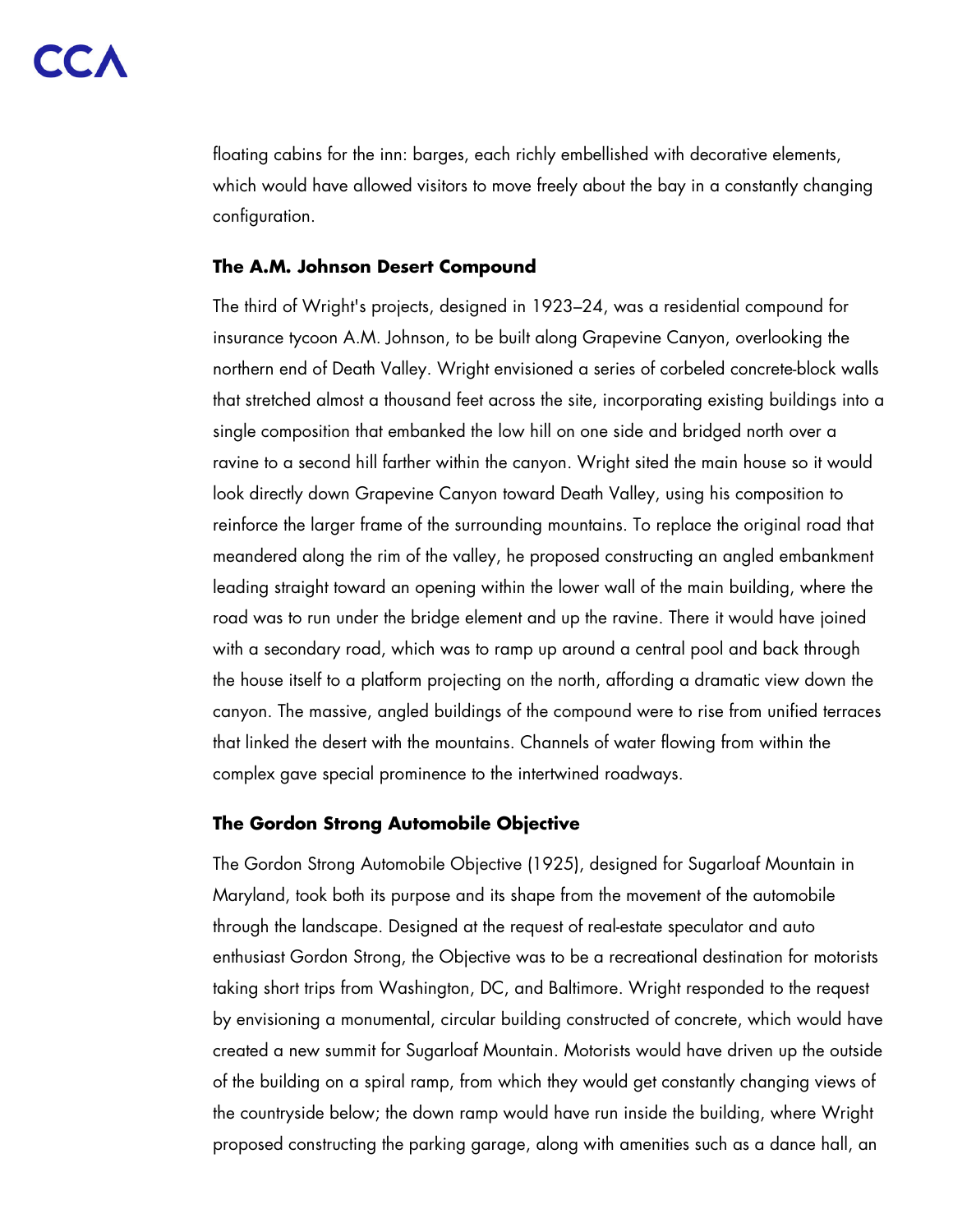floating cabins for the inn: barges, each richly embellished with decorative elements, which would have allowed visitors to move freely about the bay in a constantly changing configuration.

### The A.M. Johnson Desert Compound

The third of Wright's projects, designed in 1923–24, was a residential compound for insurance tycoon A.M. Johnson, to be built along Grapevine Canyon, overlooking the northern end of Death Valley. Wright envisioned a series of corbeled concrete-block walls that stretched almost a thousand feet across the site, incorporating existing buildings into a single composition that embanked the low hill on one side and bridged north over a ravine to a second hill farther within the canyon. Wright sited the main house so it would look directly down Grapevine Canyon toward Death Valley, using his composition to reinforce the larger frame of the surrounding mountains. To replace the original road that meandered along the rim of the valley, he proposed constructing an angled embankment leading straight toward an opening within the lower wall of the main building, where the road was to run under the bridge element and up the ravine. There it would have joined with a secondary road, which was to ramp up around a central pool and back through the house itself to a platform projecting on the north, affording a dramatic view down the canyon. The massive, angled buildings of the compound were to rise from unified terraces that linked the desert with the mountains. Channels of water flowing from within the complex gave special prominence to the intertwined roadways.

### The Gordon Strong Automobile Objective

The Gordon Strong Automobile Objective (1925), designed for Sugarloaf Mountain in Maryland, took both its purpose and its shape from the movement of the automobile through the landscape. Designed at the request of real-estate speculator and auto enthusiast Gordon Strong, the Objective was to be a recreational destination for motorists taking short trips from Washington, DC, and Baltimore. Wright responded to the request by envisioning a monumental, circular building constructed of concrete, which would have created a new summit for Sugarloaf Mountain. Motorists would have driven up the outside of the building on a spiral ramp, from which they would get constantly changing views of the countryside below; the down ramp would have run inside the building, where Wright proposed constructing the parking garage, along with amenities such as a dance hall, an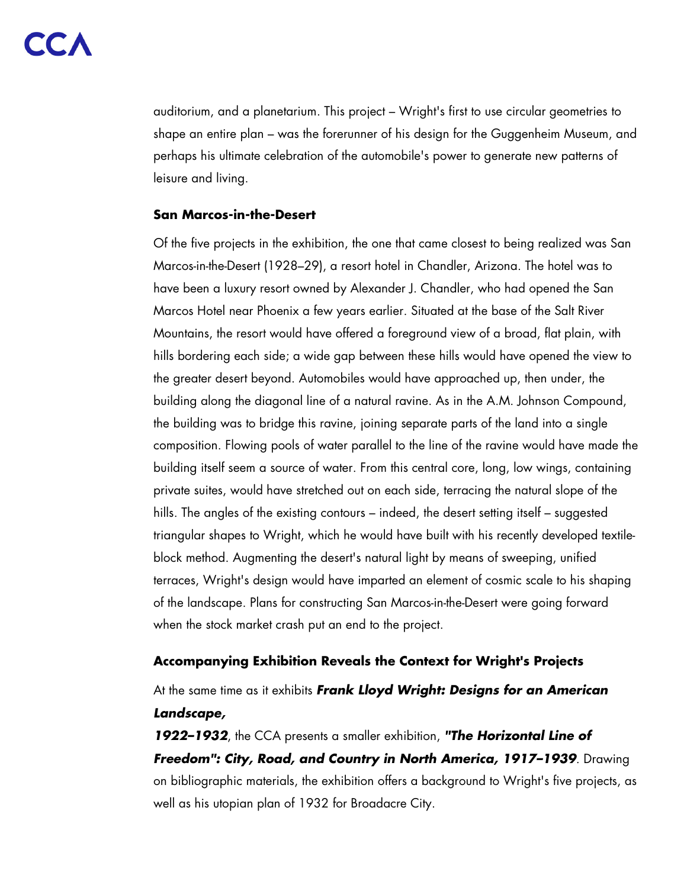auditorium, and a planetarium. This project – Wright's first to use circular geometries to shape an entire plan – was the forerunner of his design for the Guggenheim Museum, and perhaps his ultimate celebration of the automobile's power to generate new patterns of leisure and living.

**San Marcos-in-the-Desert**

Of the five projects in the exhibition, the one that came closest to being realized was San Marcos-in-the-Desert (1928–29), a resort hotel in Chandler, Arizona. The hotel was to have been a luxury resort owned by Alexander J. Chandler, who had opened the San Marcos Hotel near Phoenix a few years earlier. Situated at the base of the Salt River Mountains, the resort would have offered a foreground view of a broad, flat plain, with hills bordering each side; a wide gap between these hills would have opened the view to the greater desert beyond. Automobiles would have approached up, then under, the building along the diagonal line of a natural ravine. As in the A.M. Johnson Compound, the building was to bridge this ravine, joining separate parts of the land into a single composition. Flowing pools of water parallel to the line of the ravine would have made the building itself seem a source of water. From this central core, long, low wings, containing private suites, would have stretched out on each side, terracing the natural slope of the hills. The angles of the existing contours – indeed, the desert setting itself – suggested triangular shapes to Wright, which he would have built with his recently developed textile-block method. Augmenting the desert's natural light by means of sweeping, unified terraces, Wright's design would have imparted an element of cosmic scale to his shaping of the landscape. Plans for constructing San Marcos-in-the-Desert were going forward when the stock market crash put an end to the project.

**Accompanying Exhibition Reveals the Context for Wright's Projects**

At the same time as it exhibits ***Frank Lloyd Wright: Designs for an American Landscape, 1922–1932***, the CCA presents a smaller exhibition, ***"The Horizontal Line of Freedom": City, Road, and Country in North America, 1917–1939***. Drawing on bibliographic materials, the exhibition offers a background to Wright's five projects, as well as his utopian plan of 1932 for Broadacre City.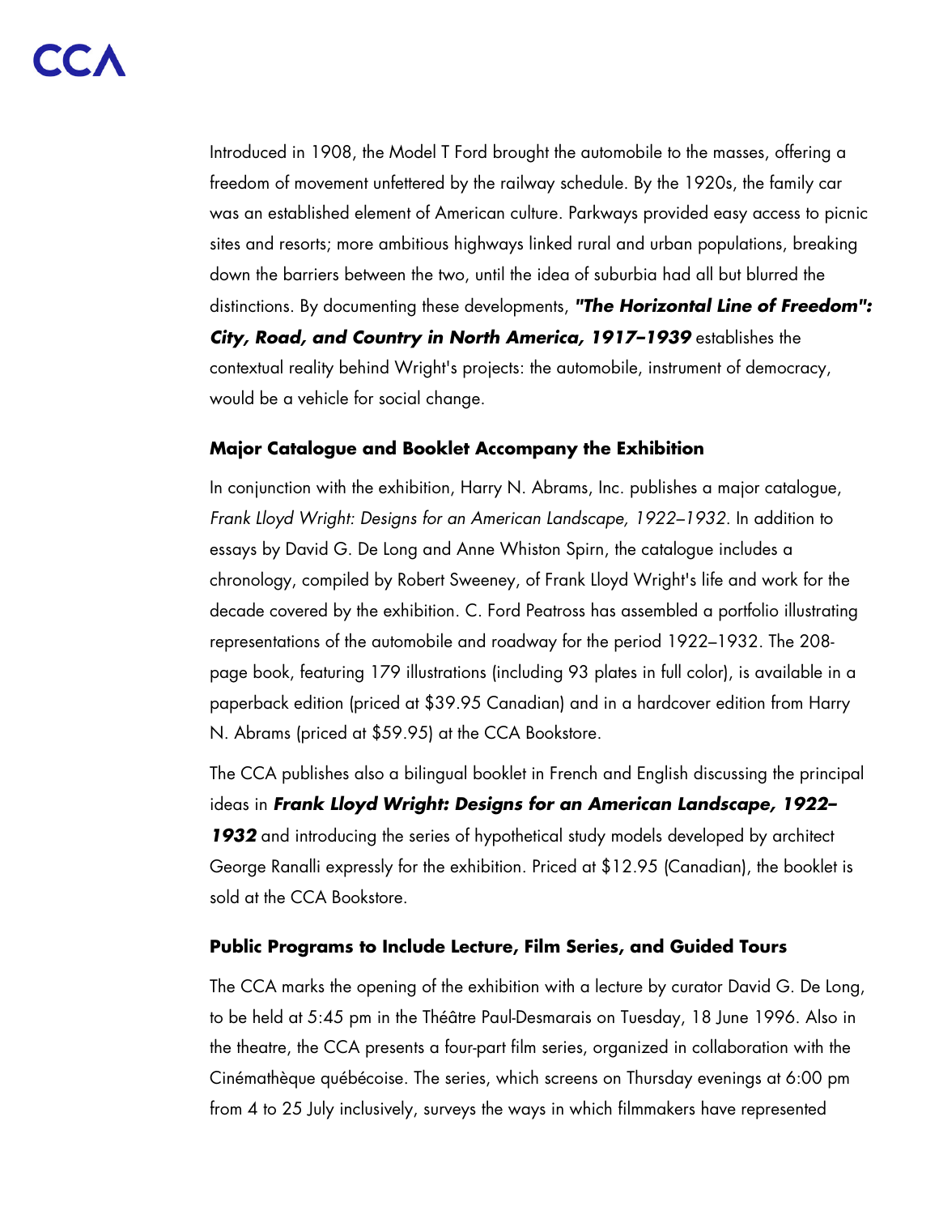Introduced in 1908, the Model T Ford brought the automobile to the masses, offering a freedom of movement unfettered by the railway schedule. By the 1920s, the family car was an established element of American culture. Parkways provided easy access to picnic sites and resorts; more ambitious highways linked rural and urban populations, breaking down the barriers between the two, until the idea of suburbia had all but blurred the distinctions. By documenting these developments, ***"The Horizontal Line of Freedom": City, Road, and Country in North America, 1917–1939*** establishes the contextual reality behind Wright's projects: the automobile, instrument of democracy, would be a vehicle for social change.

### Major Catalogue and Booklet Accompany the Exhibition

In conjunction with the exhibition, Harry N. Abrams, Inc. publishes a major catalogue, *Frank Lloyd Wright: Designs for an American Landscape, 1922–1932*. In addition to essays by David G. De Long and Anne Whiston Spirn, the catalogue includes a chronology, compiled by Robert Sweeney, of Frank Lloyd Wright's life and work for the decade covered by the exhibition. C. Ford Peatross has assembled a portfolio illustrating representations of the automobile and roadway for the period 1922–1932. The 208-page book, featuring 179 illustrations (including 93 plates in full color), is available in a paperback edition (priced at $39.95 Canadian) and in a hardcover edition from Harry N. Abrams (priced at $59.95) at the CCA Bookstore.

The CCA publishes also a bilingual booklet in French and English discussing the principal ideas in ***Frank Lloyd Wright: Designs for an American Landscape, 1922–1932*** and introducing the series of hypothetical study models developed by architect George Ranalli expressly for the exhibition. Priced at $12.95 (Canadian), the booklet is sold at the CCA Bookstore.

### Public Programs to Include Lecture, Film Series, and Guided Tours

The CCA marks the opening of the exhibition with a lecture by curator David G. De Long, to be held at 5:45 pm in the Théâtre Paul-Desmarais on Tuesday, 18 June 1996. Also in the theatre, the CCA presents a four-part film series, organized in collaboration with the Cinémathèque québécoise. The series, which screens on Thursday evenings at 6:00 pm from 4 to 25 July inclusively, surveys the ways in which filmmakers have represented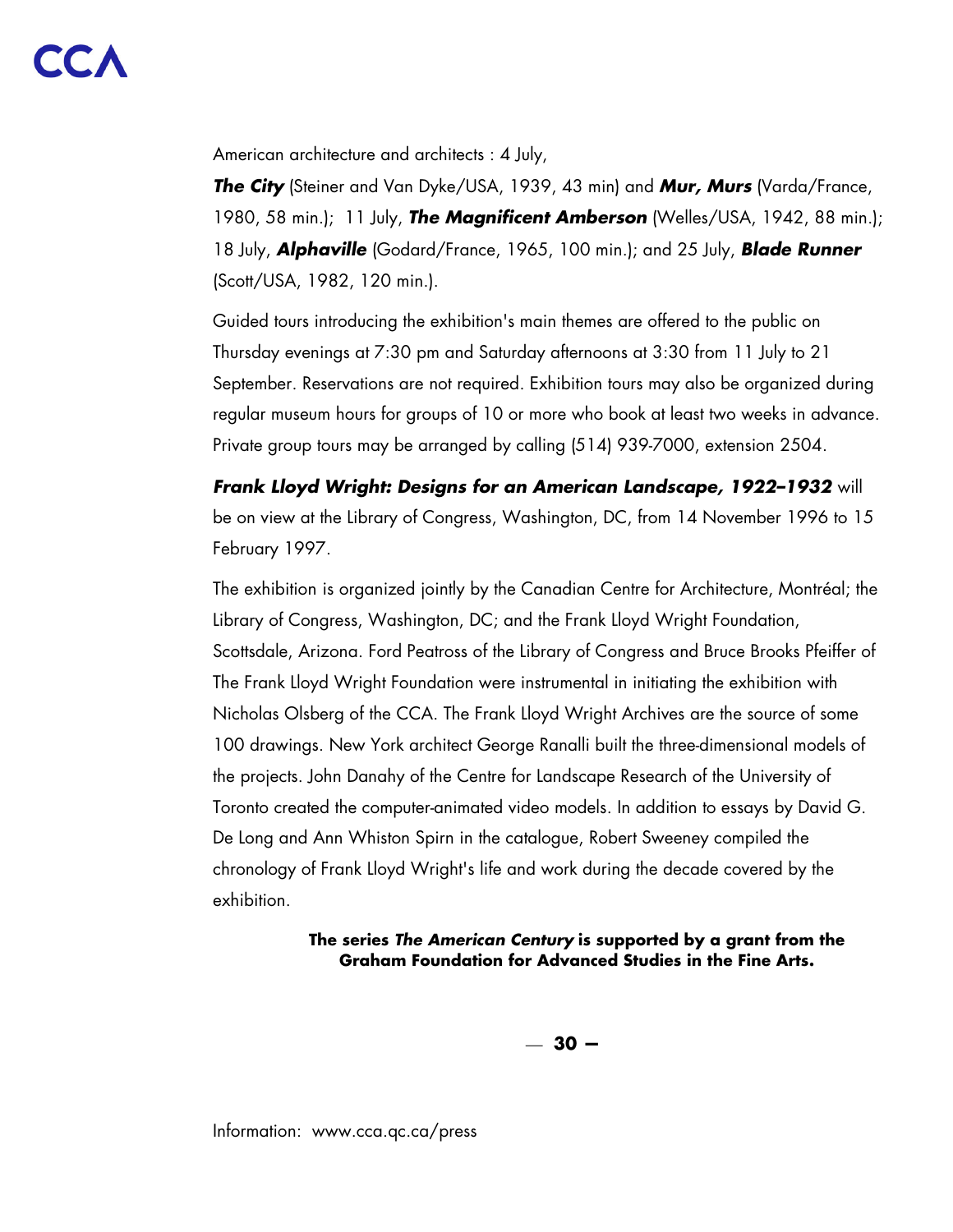American architecture and architects : 4 July, ***The City*** (Steiner and Van Dyke/USA, 1939, 43 min) and ***Mur, Murs*** (Varda/France, 1980, 58 min.); 11 July, ***The Magnificent Amberson*** (Welles/USA, 1942, 88 min.); 18 July, ***Alphaville*** (Godard/France, 1965, 100 min.); and 25 July, ***Blade Runner*** (Scott/USA, 1982, 120 min.).

Guided tours introducing the exhibition's main themes are offered to the public on Thursday evenings at 7:30 pm and Saturday afternoons at 3:30 from 11 July to 21 September. Reservations are not required. Exhibition tours may also be organized during regular museum hours for groups of 10 or more who book at least two weeks in advance. Private group tours may be arranged by calling (514) 939-7000, extension 2504.

***Frank Lloyd Wright: Designs for an American Landscape, 1922–1932*** will be on view at the Library of Congress, Washington, DC, from 14 November 1996 to 15 February 1997.

The exhibition is organized jointly by the Canadian Centre for Architecture, Montréal; the Library of Congress, Washington, DC; and the Frank Lloyd Wright Foundation, Scottsdale, Arizona. Ford Peatross of the Library of Congress and Bruce Brooks Pfeiffer of The Frank Lloyd Wright Foundation were instrumental in initiating the exhibition with Nicholas Olsberg of the CCA. The Frank Lloyd Wright Archives are the source of some 100 drawings. New York architect George Ranalli built the three-dimensional models of the projects. John Danahy of the Centre for Landscape Research of the University of Toronto created the computer-animated video models. In addition to essays by David G. De Long and Ann Whiston Spirn in the catalogue, Robert Sweeney compiled the chronology of Frank Lloyd Wright's life and work during the decade covered by the exhibition.

**The series *The American Century* is supported by a grant from the Graham Foundation for Advanced Studies in the Fine Arts.**

Information: www.cca.qc.ca/press